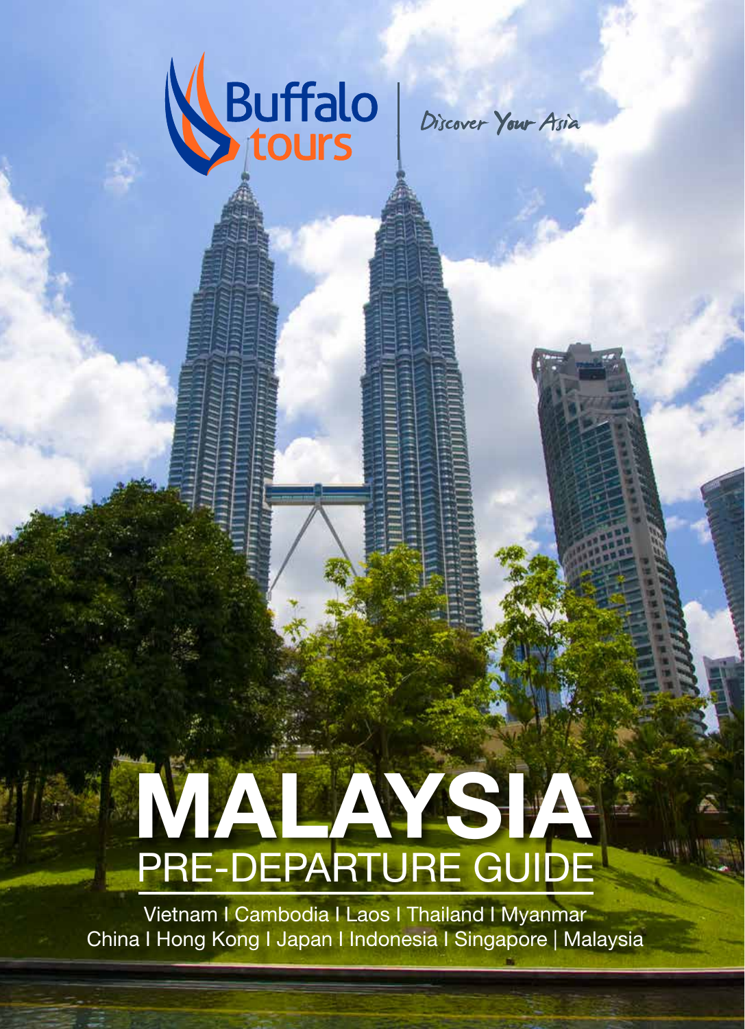Buffalo tours

Discover Your Asia

# MALAYSIA

## PRE-DEPARTURE GUIDE

Vietnam I Cambodia I Laos I Thailand I Myanmar
China I Hong Kong I Japan I Indonesia I Singapore | Malaysia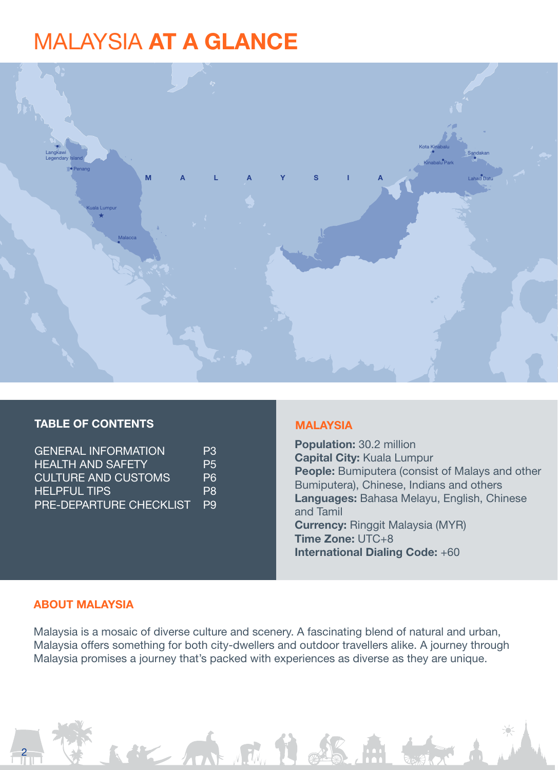# MALAYSIA **AT A GLANCE**

Langkawi Legendary Island
Penang
Kuala Lumpur
Malacca
M A L A Y S I A
Kota Kinabalu
Kinabalu Park
Sandakan
Lahad Datu

## TABLE OF CONTENTS

| | |
|---|---|
| GENERAL INFORMATION | P3 |
| HEALTH AND SAFETY | P5 |
| CULTURE AND CUSTOMS | P6 |
| HELPFUL TIPS | P8 |
| PRE-DEPARTURE CHECKLIST | P9 |

## MALAYSIA

**Population:** 30.2 million
**Capital City:** Kuala Lumpur
**People:** Bumiputera (consist of Malays and other Bumiputera), Chinese, Indians and others
**Languages:** Bahasa Melayu, English, Chinese and Tamil
**Currency:** Ringgit Malaysia (MYR)
**Time Zone:** UTC+8
**International Dialing Code:** +60

## ABOUT MALAYSIA

Malaysia is a mosaic of diverse culture and scenery. A fascinating blend of natural and urban, Malaysia offers something for both city-dwellers and outdoor travellers alike. A journey through Malaysia promises a journey that's packed with experiences as diverse as they are unique.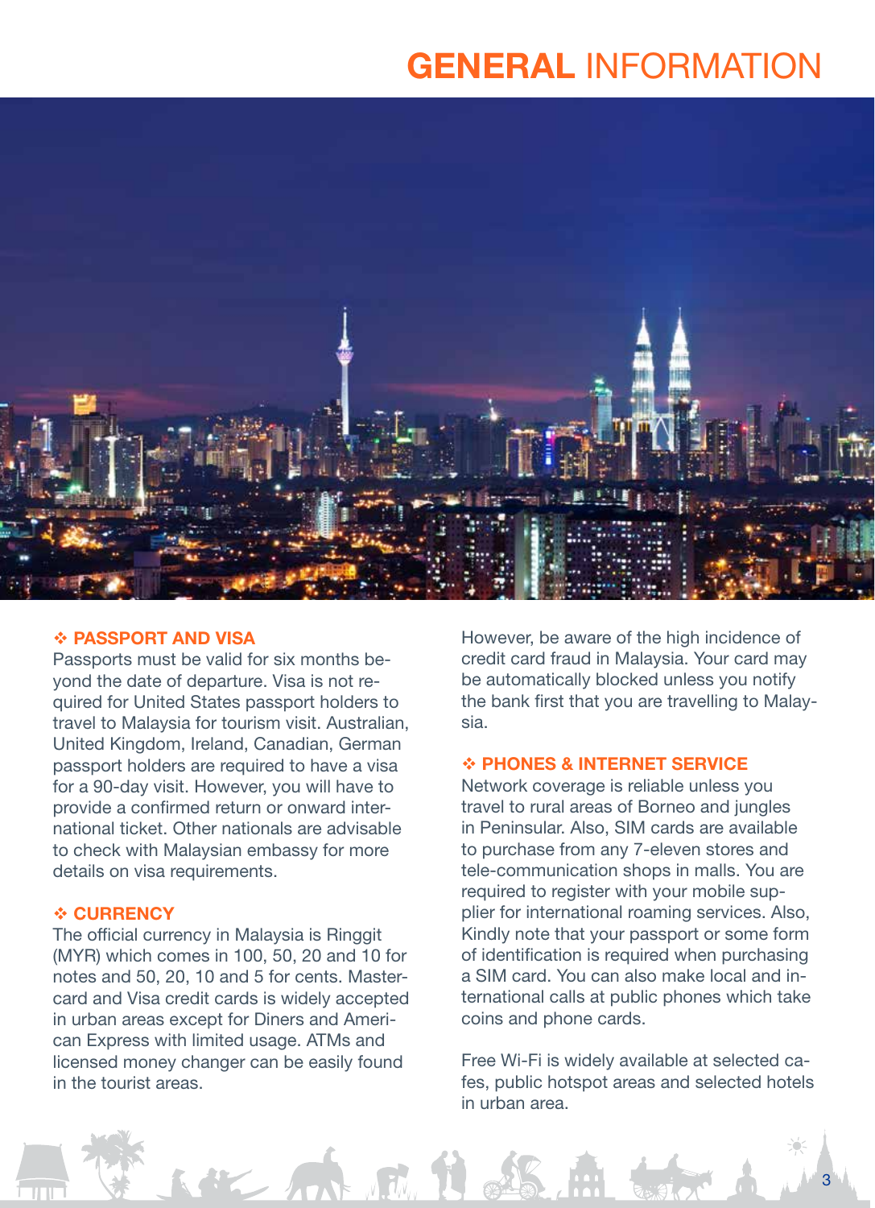# **GENERAL** INFORMATION

### ❖ PASSPORT AND VISA

Passports must be valid for six months beyond the date of departure. Visa is not required for United States passport holders to travel to Malaysia for tourism visit. Australian, United Kingdom, Ireland, Canadian, German passport holders are required to have a visa for a 90-day visit. However, you will have to provide a confirmed return or onward international ticket. Other nationals are advisable to check with Malaysian embassy for more details on visa requirements.

### ❖ CURRENCY

The official currency in Malaysia is Ringgit (MYR) which comes in 100, 50, 20 and 10 for notes and 50, 20, 10 and 5 for cents. Mastercard and Visa credit cards is widely accepted in urban areas except for Diners and American Express with limited usage. ATMs and licensed money changer can be easily found in the tourist areas.

However, be aware of the high incidence of credit card fraud in Malaysia. Your card may be automatically blocked unless you notify the bank first that you are travelling to Malaysia.

### ❖ PHONES & INTERNET SERVICE

Network coverage is reliable unless you travel to rural areas of Borneo and jungles in Peninsular. Also, SIM cards are available to purchase from any 7-eleven stores and tele-communication shops in malls. You are required to register with your mobile supplier for international roaming services. Also, Kindly note that your passport or some form of identification is required when purchasing a SIM card. You can also make local and international calls at public phones which take coins and phone cards.

Free Wi-Fi is widely available at selected cafes, public hotspot areas and selected hotels in urban area.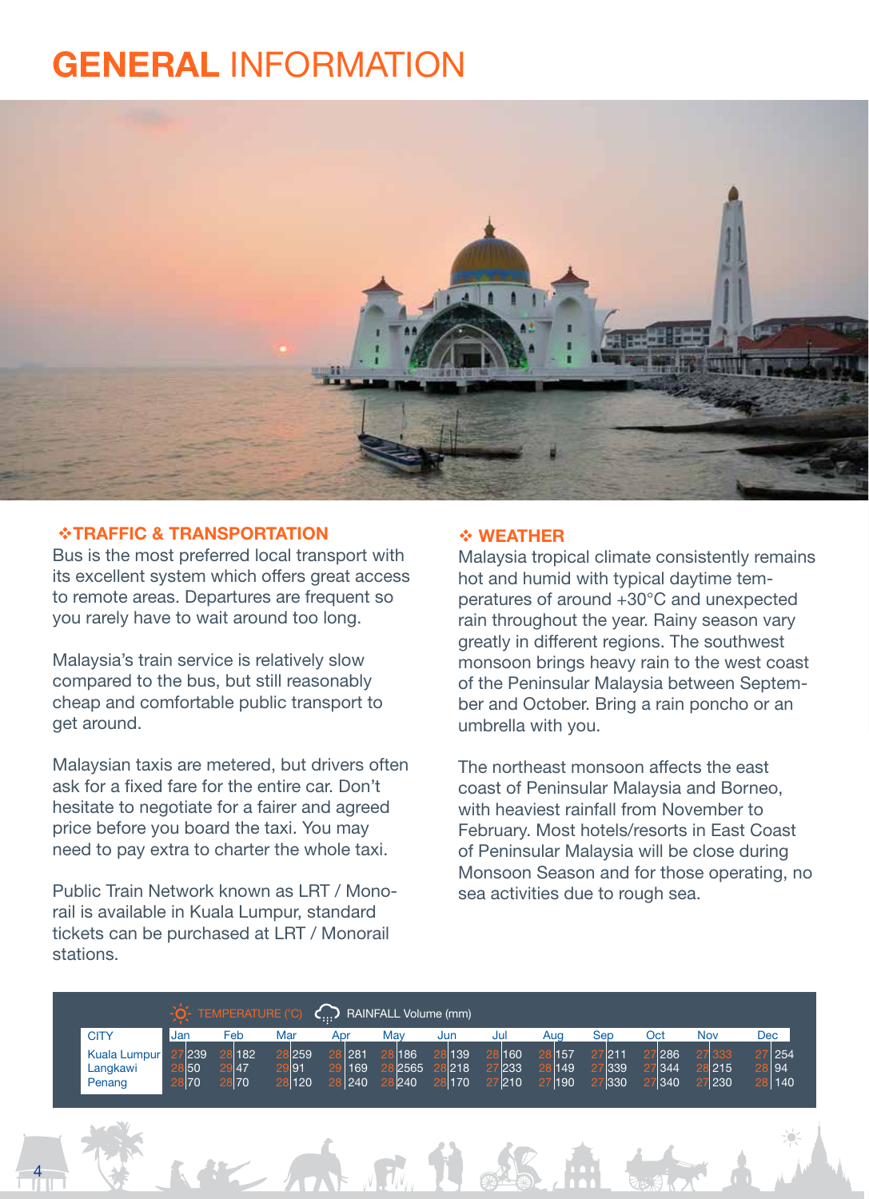# GENERAL INFORMATION

## ❖ TRAFFIC & TRANSPORTATION

Bus is the most preferred local transport with its excellent system which offers great access to remote areas. Departures are frequent so you rarely have to wait around too long.

Malaysia's train service is relatively slow compared to the bus, but still reasonably cheap and comfortable public transport to get around.

Malaysian taxis are metered, but drivers often ask for a fixed fare for the entire car. Don't hesitate to negotiate for a fairer and agreed price before you board the taxi. You may need to pay extra to charter the whole taxi.

Public Train Network known as LRT / Monorail is available in Kuala Lumpur, standard tickets can be purchased at LRT / Monorail stations.

## ❖ WEATHER

Malaysia tropical climate consistently remains hot and humid with typical daytime temperatures of around +30°C and unexpected rain throughout the year. Rainy season vary greatly in different regions. The southwest monsoon brings heavy rain to the west coast of the Peninsular Malaysia between September and October. Bring a rain poncho or an umbrella with you.

The northeast monsoon affects the east coast of Peninsular Malaysia and Borneo, with heaviest rainfall from November to February. Most hotels/resorts in East Coast of Peninsular Malaysia will be close during Monsoon Season and for those operating, no sea activities due to rough sea.

TEMPERATURE (°C) / RAINFALL Volume (mm)

| CITY | Jan | | Feb | | Mar | | Apr | | May | | Jun | | Jul | | Aug | | Sep | | Oct | | Nov | | Dec | |
|---|---|---|---|---|---|---|---|---|---|---|---|---|---|---|---|---|---|---|---|---|---|---|---|---|
| Kuala Lumpur | 27 | 239 | 28 | 182 | 28 | 259 | 28 | 281 | 28 | 186 | 28 | 139 | 28 | 160 | 28 | 157 | 27 | 211 | 27 | 286 | 27 | 333 | 27 | 254 |
| Langkawi | 28 | 50 | 29 | 47 | 29 | 91 | 29 | 169 | 28 | 2565 | 28 | 218 | 27 | 233 | 28 | 149 | 27 | 339 | 27 | 344 | 28 | 215 | 28 | 94 |
| Penang | 28 | 70 | 28 | 70 | 28 | 120 | 28 | 240 | 28 | 240 | 28 | 170 | 27 | 210 | 27 | 190 | 27 | 330 | 27 | 340 | 27 | 230 | 28 | 140 |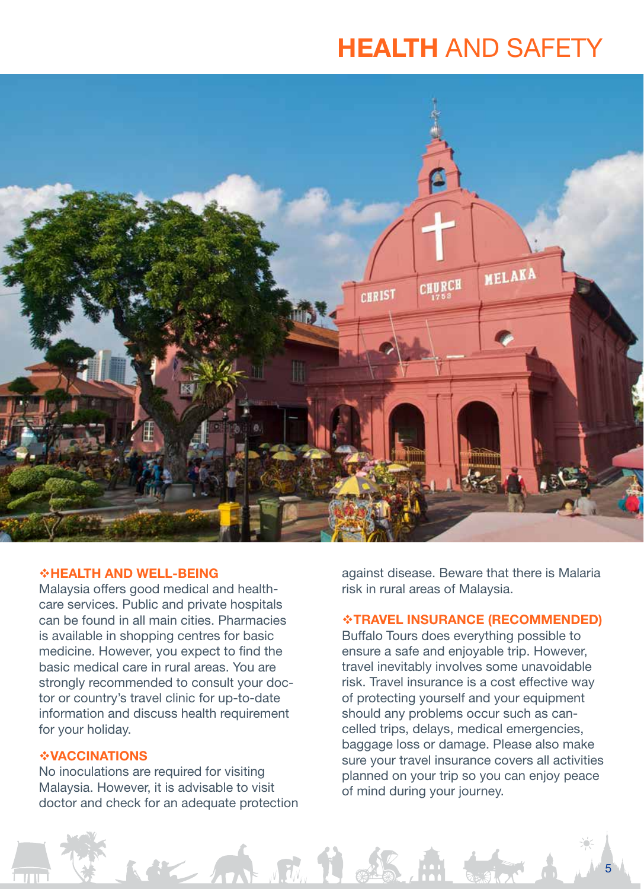# HEALTH AND SAFETY

### ❖HEALTH AND WELL-BEING

Malaysia offers good medical and health-care services. Public and private hospitals can be found in all main cities. Pharmacies is available in shopping centres for basic medicine. However, you expect to find the basic medical care in rural areas. You are strongly recommended to consult your doctor or country's travel clinic for up-to-date information and discuss health requirement for your holiday.

### ❖VACCINATIONS

No inoculations are required for visiting Malaysia. However, it is advisable to visit doctor and check for an adequate protection against disease. Beware that there is Malaria risk in rural areas of Malaysia.

### ❖TRAVEL INSURANCE (RECOMMENDED)

Buffalo Tours does everything possible to ensure a safe and enjoyable trip. However, travel inevitably involves some unavoidable risk. Travel insurance is a cost effective way of protecting yourself and your equipment should any problems occur such as cancelled trips, delays, medical emergencies, baggage loss or damage. Please also make sure your travel insurance covers all activities planned on your trip so you can enjoy peace of mind during your journey.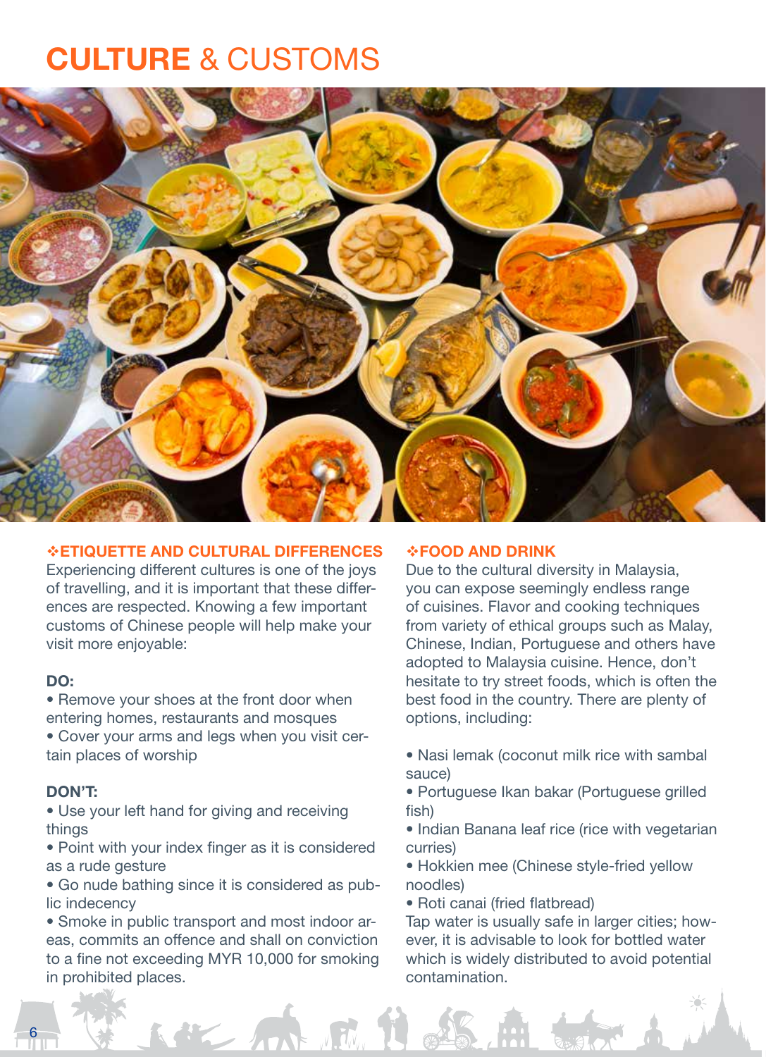# CULTURE & CUSTOMS

## ❖ETIQUETTE AND CULTURAL DIFFERENCES

Experiencing different cultures is one of the joys of travelling, and it is important that these differences are respected. Knowing a few important customs of Chinese people will help make your visit more enjoyable:

**DO:**

- Remove your shoes at the front door when entering homes, restaurants and mosques
- Cover your arms and legs when you visit certain places of worship

**DON'T:**

- Use your left hand for giving and receiving things
- Point with your index finger as it is considered as a rude gesture
- Go nude bathing since it is considered as public indecency
- Smoke in public transport and most indoor areas, commits an offence and shall on conviction to a fine not exceeding MYR 10,000 for smoking in prohibited places.

## ❖FOOD AND DRINK

Due to the cultural diversity in Malaysia, you can expose seemingly endless range of cuisines. Flavor and cooking techniques from variety of ethical groups such as Malay, Chinese, Indian, Portuguese and others have adopted to Malaysia cuisine. Hence, don't hesitate to try street foods, which is often the best food in the country. There are plenty of options, including:

- Nasi lemak (coconut milk rice with sambal sauce)
- Portuguese Ikan bakar (Portuguese grilled fish)
- Indian Banana leaf rice (rice with vegetarian curries)
- Hokkien mee (Chinese style-fried yellow noodles)
- Roti canai (fried flatbread)

Tap water is usually safe in larger cities; however, it is advisable to look for bottled water which is widely distributed to avoid potential contamination.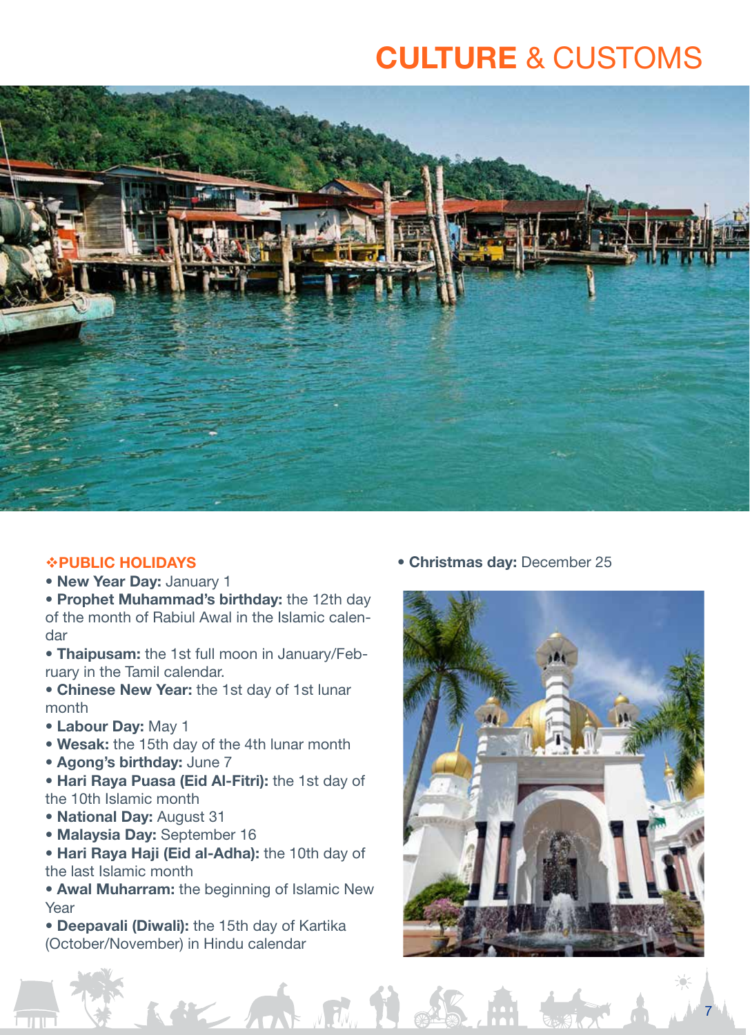# CULTURE & CUSTOMS

### ❖PUBLIC HOLIDAYS

- **New Year Day:** January 1
- **Prophet Muhammad's birthday:** the 12th day of the month of Rabiul Awal in the Islamic calendar
- **Thaipusam:** the 1st full moon in January/February in the Tamil calendar.
- **Chinese New Year:** the 1st day of 1st lunar month
- **Labour Day:** May 1
- **Wesak:** the 15th day of the 4th lunar month
- **Agong's birthday:** June 7
- **Hari Raya Puasa (Eid Al-Fitri):** the 1st day of the 10th Islamic month
- **National Day:** August 31
- **Malaysia Day:** September 16
- **Hari Raya Haji (Eid al-Adha):** the 10th day of the last Islamic month
- **Awal Muharram:** the beginning of Islamic New Year
- **Deepavali (Diwali):** the 15th day of Kartika (October/November) in Hindu calendar
- **Christmas day:** December 25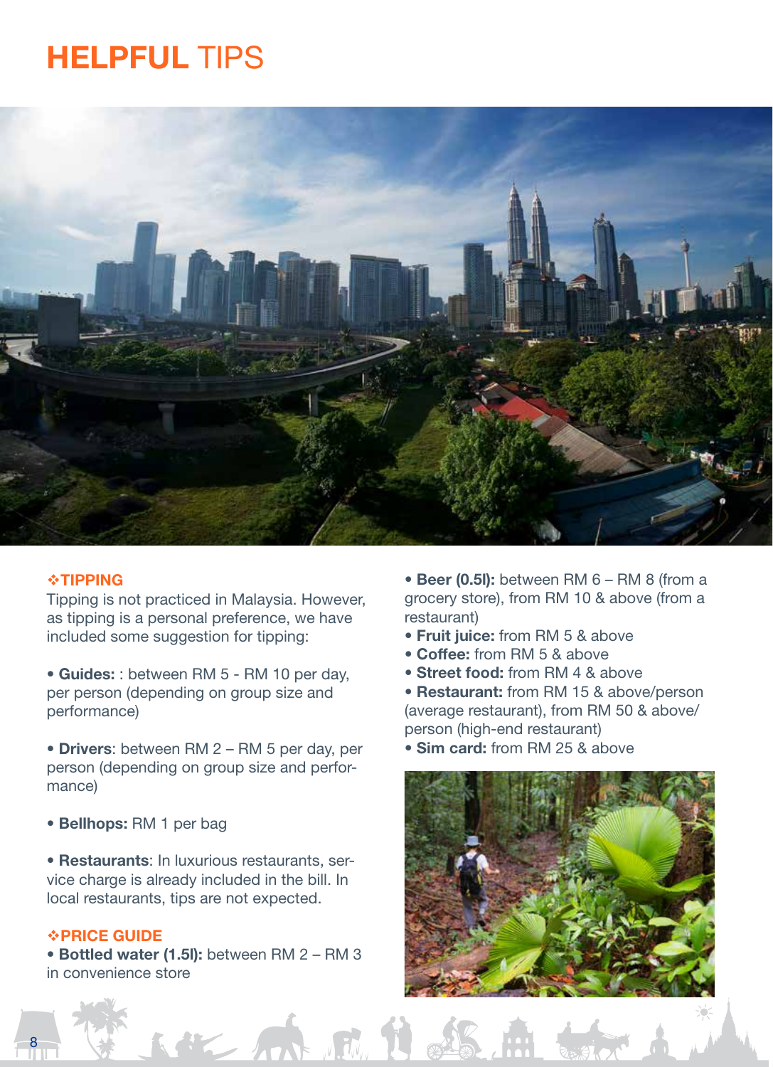# HELPFUL TIPS

### ❖TIPPING

Tipping is not practiced in Malaysia. However, as tipping is a personal preference, we have included some suggestion for tipping:

- **Guides:** : between RM 5 - RM 10 per day, per person (depending on group size and performance)

- **Drivers**: between RM 2 – RM 5 per day, per person (depending on group size and performance)

- **Bellhops:** RM 1 per bag

- **Restaurants**: In luxurious restaurants, service charge is already included in the bill. In local restaurants, tips are not expected.

### ❖PRICE GUIDE

- **Bottled water (1.5l):** between RM 2 – RM 3 in convenience store
- **Beer (0.5l):** between RM 6 – RM 8 (from a grocery store), from RM 10 & above (from a restaurant)
- **Fruit juice:** from RM 5 & above
- **Coffee:** from RM 5 & above
- **Street food:** from RM 4 & above
- **Restaurant:** from RM 15 & above/person (average restaurant), from RM 50 & above/ person (high-end restaurant)
- **Sim card:** from RM 25 & above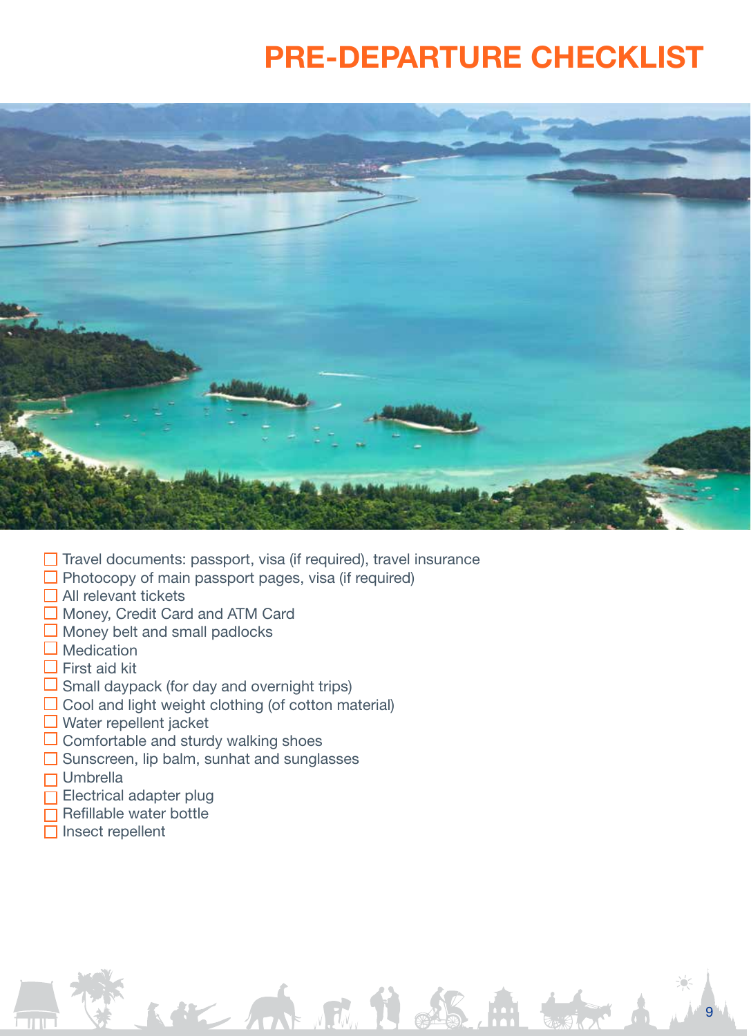# PRE-DEPARTURE CHECKLIST

- ☐ Travel documents: passport, visa (if required), travel insurance
- ☐ Photocopy of main passport pages, visa (if required)
- ☐ All relevant tickets
- ☐ Money, Credit Card and ATM Card
- ☐ Money belt and small padlocks
- ☐ Medication
- ☐ First aid kit
- ☐ Small daypack (for day and overnight trips)
- ☐ Cool and light weight clothing (of cotton material)
- ☐ Water repellent jacket
- ☐ Comfortable and sturdy walking shoes
- ☐ Sunscreen, lip balm, sunhat and sunglasses
- ☐ Umbrella
- ☐ Electrical adapter plug
- ☐ Refillable water bottle
- ☐ Insect repellent